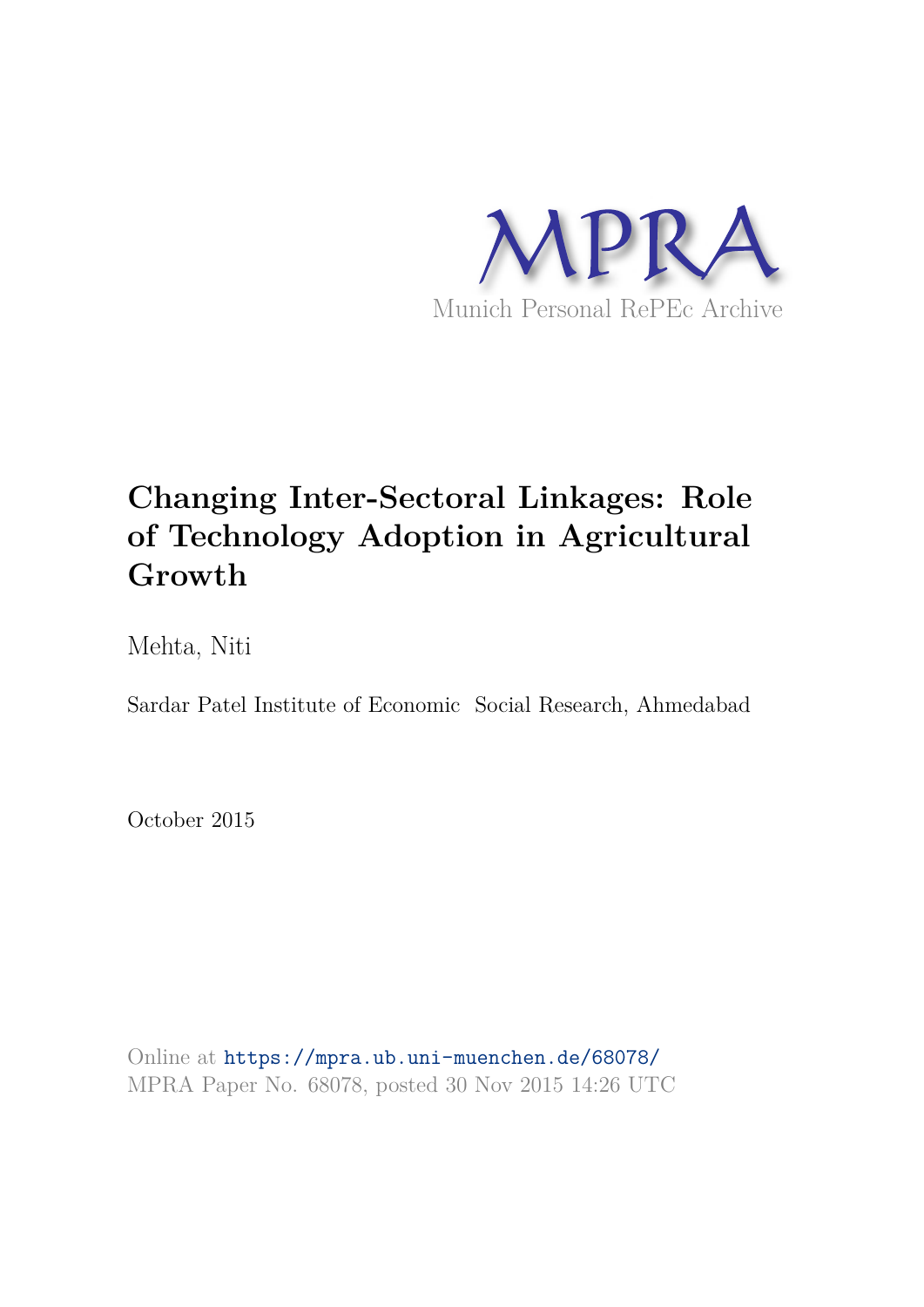MPRA

Munich Personal RePEc Archive

# Changing Inter-Sectoral Linkages: Role of Technology Adoption in Agricultural Growth

Mehta, Niti

Sardar Patel Institute of Economic  Social Research, Ahmedabad

October 2015

Online at https://mpra.ub.uni-muenchen.de/68078/
MPRA Paper No. 68078, posted 30 Nov 2015 14:26 UTC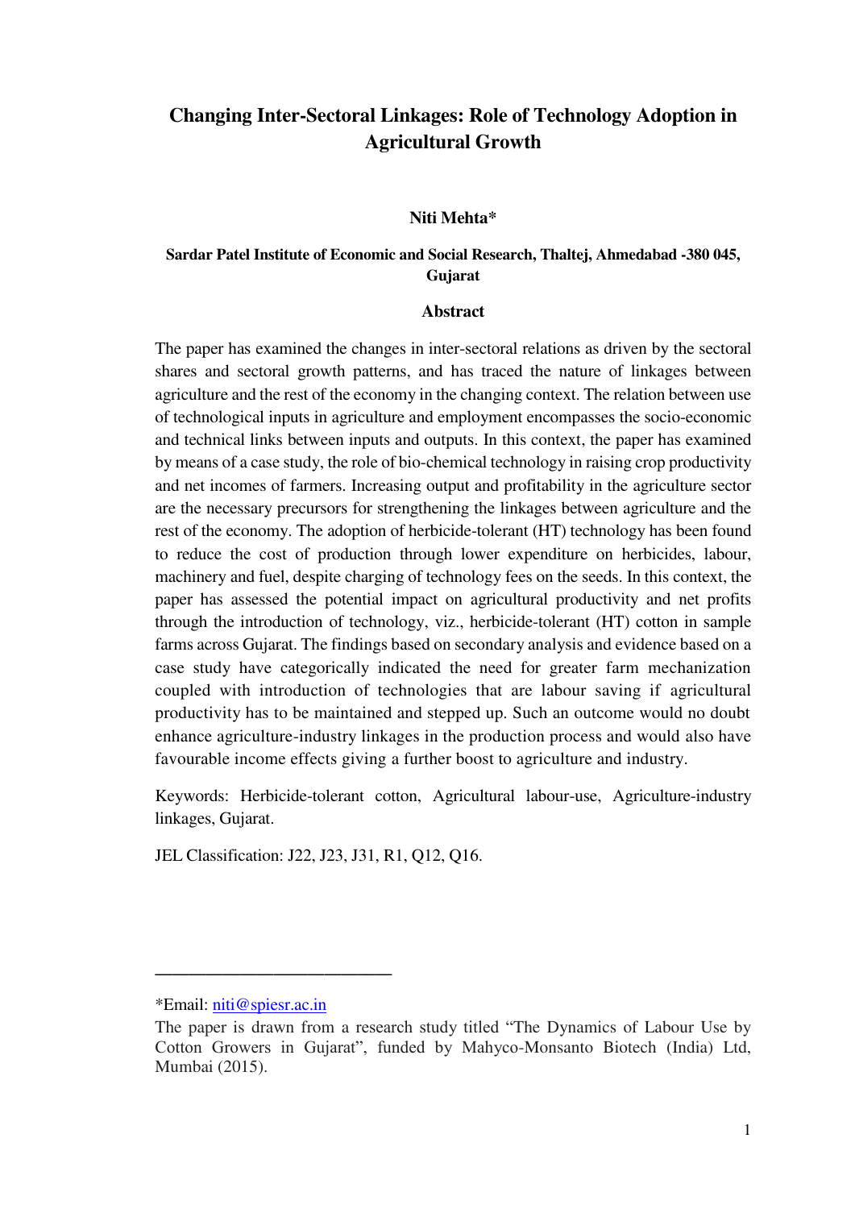# Changing Inter-Sectoral Linkages: Role of Technology Adoption in Agricultural Growth

**Niti Mehta***

**Sardar Patel Institute of Economic and Social Research, Thaltej, Ahmedabad -380 045, Gujarat**

## Abstract

The paper has examined the changes in inter-sectoral relations as driven by the sectoral shares and sectoral growth patterns, and has traced the nature of linkages between agriculture and the rest of the economy in the changing context. The relation between use of technological inputs in agriculture and employment encompasses the socio-economic and technical links between inputs and outputs. In this context, the paper has examined by means of a case study, the role of bio-chemical technology in raising crop productivity and net incomes of farmers. Increasing output and profitability in the agriculture sector are the necessary precursors for strengthening the linkages between agriculture and the rest of the economy. The adoption of herbicide-tolerant (HT) technology has been found to reduce the cost of production through lower expenditure on herbicides, labour, machinery and fuel, despite charging of technology fees on the seeds. In this context, the paper has assessed the potential impact on agricultural productivity and net profits through the introduction of technology, viz., herbicide-tolerant (HT) cotton in sample farms across Gujarat. The findings based on secondary analysis and evidence based on a case study have categorically indicated the need for greater farm mechanization coupled with introduction of technologies that are labour saving if agricultural productivity has to be maintained and stepped up. Such an outcome would no doubt enhance agriculture-industry linkages in the production process and would also have favourable income effects giving a further boost to agriculture and industry.

Keywords: Herbicide-tolerant cotton, Agricultural labour-use, Agriculture-industry linkages, Gujarat.

JEL Classification: J22, J23, J31, R1, Q12, Q16.

---

*Email: niti@spiesr.ac.in

The paper is drawn from a research study titled "The Dynamics of Labour Use by Cotton Growers in Gujarat", funded by Mahyco-Monsanto Biotech (India) Ltd, Mumbai (2015).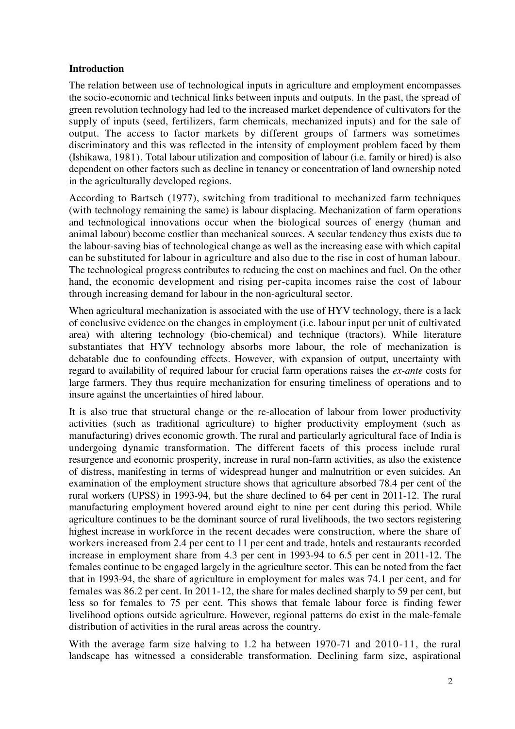## Introduction

The relation between use of technological inputs in agriculture and employment encompasses the socio-economic and technical links between inputs and outputs. In the past, the spread of green revolution technology had led to the increased market dependence of cultivators for the supply of inputs (seed, fertilizers, farm chemicals, mechanized inputs) and for the sale of output. The access to factor markets by different groups of farmers was sometimes discriminatory and this was reflected in the intensity of employment problem faced by them (Ishikawa, 1981). Total labour utilization and composition of labour (i.e. family or hired) is also dependent on other factors such as decline in tenancy or concentration of land ownership noted in the agriculturally developed regions.

According to Bartsch (1977), switching from traditional to mechanized farm techniques (with technology remaining the same) is labour displacing. Mechanization of farm operations and technological innovations occur when the biological sources of energy (human and animal labour) become costlier than mechanical sources. A secular tendency thus exists due to the labour-saving bias of technological change as well as the increasing ease with which capital can be substituted for labour in agriculture and also due to the rise in cost of human labour. The technological progress contributes to reducing the cost on machines and fuel. On the other hand, the economic development and rising per-capita incomes raise the cost of labour through increasing demand for labour in the non-agricultural sector.

When agricultural mechanization is associated with the use of HYV technology, there is a lack of conclusive evidence on the changes in employment (i.e. labour input per unit of cultivated area) with altering technology (bio-chemical) and technique (tractors). While literature substantiates that HYV technology absorbs more labour, the role of mechanization is debatable due to confounding effects. However, with expansion of output, uncertainty with regard to availability of required labour for crucial farm operations raises the *ex-ante* costs for large farmers. They thus require mechanization for ensuring timeliness of operations and to insure against the uncertainties of hired labour.

It is also true that structural change or the re-allocation of labour from lower productivity activities (such as traditional agriculture) to higher productivity employment (such as manufacturing) drives economic growth. The rural and particularly agricultural face of India is undergoing dynamic transformation. The different facets of this process include rural resurgence and economic prosperity, increase in rural non-farm activities, as also the existence of distress, manifesting in terms of widespread hunger and malnutrition or even suicides. An examination of the employment structure shows that agriculture absorbed 78.4 per cent of the rural workers (UPSS) in 1993-94, but the share declined to 64 per cent in 2011-12. The rural manufacturing employment hovered around eight to nine per cent during this period. While agriculture continues to be the dominant source of rural livelihoods, the two sectors registering highest increase in workforce in the recent decades were construction, where the share of workers increased from 2.4 per cent to 11 per cent and trade, hotels and restaurants recorded increase in employment share from 4.3 per cent in 1993-94 to 6.5 per cent in 2011-12. The females continue to be engaged largely in the agriculture sector. This can be noted from the fact that in 1993-94, the share of agriculture in employment for males was 74.1 per cent, and for females was 86.2 per cent. In 2011-12, the share for males declined sharply to 59 per cent, but less so for females to 75 per cent. This shows that female labour force is finding fewer livelihood options outside agriculture. However, regional patterns do exist in the male-female distribution of activities in the rural areas across the country.

With the average farm size halving to 1.2 ha between 1970-71 and 2010-11, the rural landscape has witnessed a considerable transformation. Declining farm size, aspirational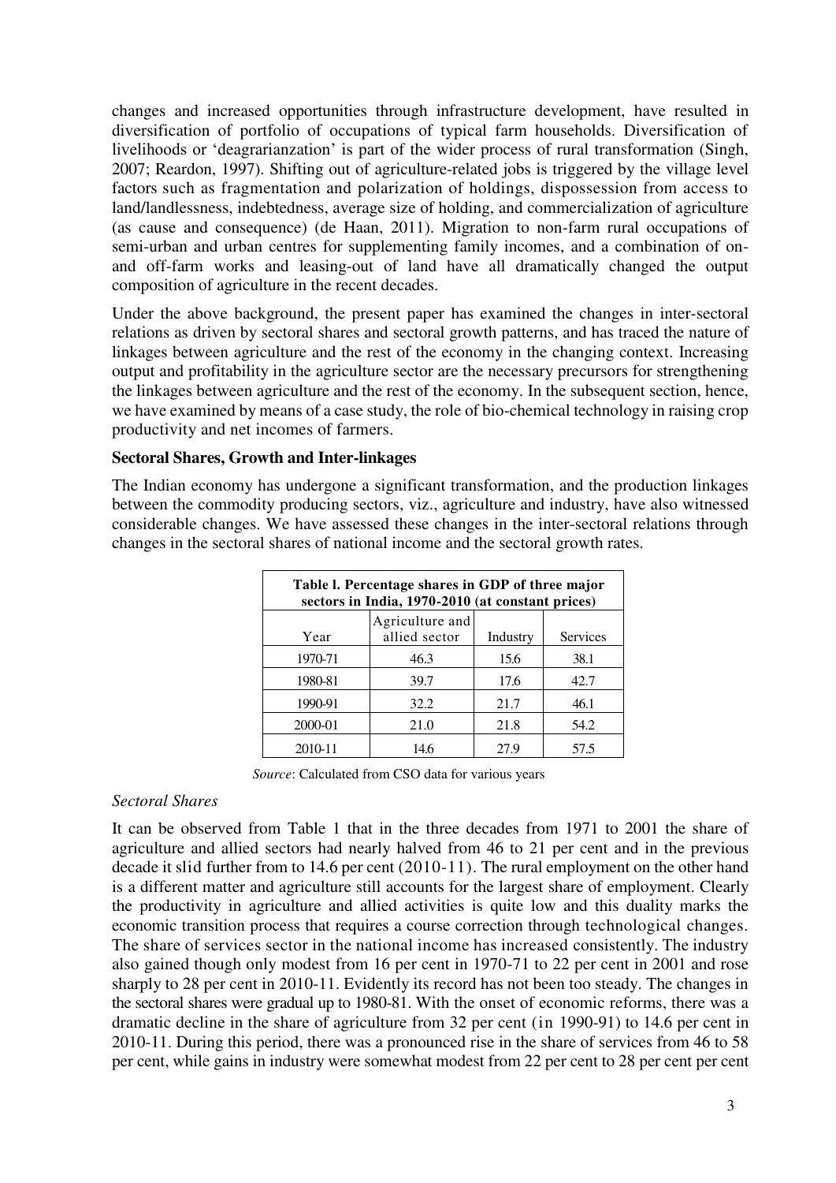changes and increased opportunities through infrastructure development, have resulted in diversification of portfolio of occupations of typical farm households. Diversification of livelihoods or 'deagrarianzation' is part of the wider process of rural transformation (Singh, 2007; Reardon, 1997). Shifting out of agriculture-related jobs is triggered by the village level factors such as fragmentation and polarization of holdings, dispossession from access to land/landlessness, indebtedness, average size of holding, and commercialization of agriculture (as cause and consequence) (de Haan, 2011). Migration to non-farm rural occupations of semi-urban and urban centres for supplementing family incomes, and a combination of on- and off-farm works and leasing-out of land have all dramatically changed the output composition of agriculture in the recent decades.

Under the above background, the present paper has examined the changes in inter-sectoral relations as driven by sectoral shares and sectoral growth patterns, and has traced the nature of linkages between agriculture and the rest of the economy in the changing context. Increasing output and profitability in the agriculture sector are the necessary precursors for strengthening the linkages between agriculture and the rest of the economy. In the subsequent section, hence, we have examined by means of a case study, the role of bio-chemical technology in raising crop productivity and net incomes of farmers.

**Sectoral Shares, Growth and Inter-linkages**

The Indian economy has undergone a significant transformation, and the production linkages between the commodity producing sectors, viz., agriculture and industry, have also witnessed considerable changes. We have assessed these changes in the inter-sectoral relations through changes in the sectoral shares of national income and the sectoral growth rates.

**Table l. Percentage shares in GDP of three major sectors in India, 1970-2010 (at constant prices)**

| Year | Agriculture and allied sector | Industry | Services |
|---|---|---|---|
| 1970-71 | 46.3 | 15.6 | 38.1 |
| 1980-81 | 39.7 | 17.6 | 42.7 |
| 1990-91 | 32.2 | 21.7 | 46.1 |
| 2000-01 | 21.0 | 21.8 | 54.2 |
| 2010-11 | 14.6 | 27.9 | 57.5 |

*Source*: Calculated from CSO data for various years

*Sectoral Shares*

It can be observed from Table 1 that in the three decades from 1971 to 2001 the share of agriculture and allied sectors had nearly halved from 46 to 21 per cent and in the previous decade it slid further from to 14.6 per cent (2010-11). The rural employment on the other hand is a different matter and agriculture still accounts for the largest share of employment. Clearly the productivity in agriculture and allied activities is quite low and this duality marks the economic transition process that requires a course correction through technological changes. The share of services sector in the national income has increased consistently. The industry also gained though only modest from 16 per cent in 1970-71 to 22 per cent in 2001 and rose sharply to 28 per cent in 2010-11. Evidently its record has not been too steady. The changes in the sectoral shares were gradual up to 1980-81. With the onset of economic reforms, there was a dramatic decline in the share of agriculture from 32 per cent (in 1990-91) to 14.6 per cent in 2010-11. During this period, there was a pronounced rise in the share of services from 46 to 58 per cent, while gains in industry were somewhat modest from 22 per cent to 28 per cent per cent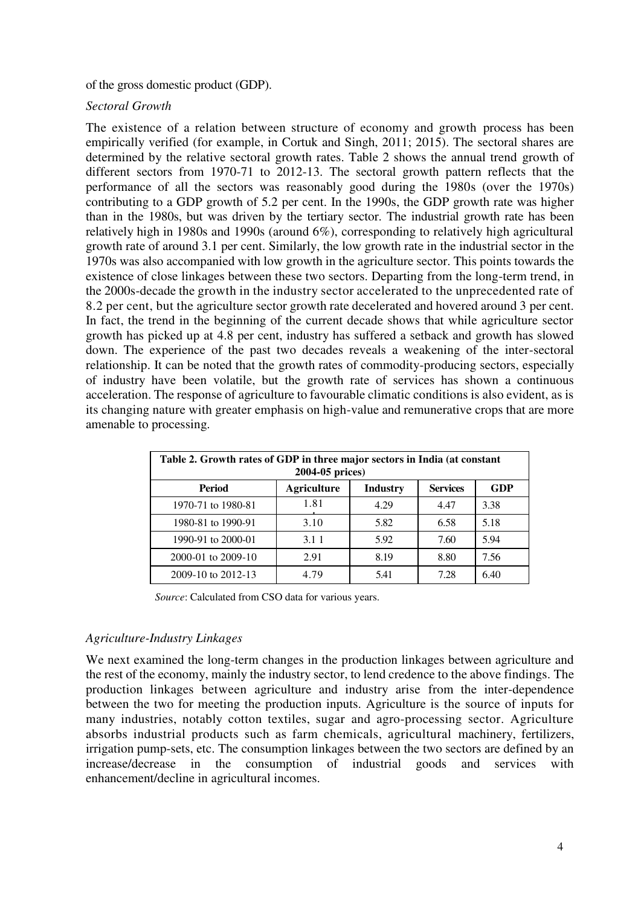of the gross domestic product (GDP).

*Sectoral Growth*

The existence of a relation between structure of economy and growth process has been empirically verified (for example, in Cortuk and Singh, 2011; 2015). The sectoral shares are determined by the relative sectoral growth rates. Table 2 shows the annual trend growth of different sectors from 1970-71 to 2012-13. The sectoral growth pattern reflects that the performance of all the sectors was reasonably good during the 1980s (over the 1970s) contributing to a GDP growth of 5.2 per cent. In the 1990s, the GDP growth rate was higher than in the 1980s, but was driven by the tertiary sector. The industrial growth rate has been relatively high in 1980s and 1990s (around 6%), corresponding to relatively high agricultural growth rate of around 3.1 per cent. Similarly, the low growth rate in the industrial sector in the 1970s was also accompanied with low growth in the agriculture sector. This points towards the existence of close linkages between these two sectors. Departing from the long-term trend, in the 2000s-decade the growth in the industry sector accelerated to the unprecedented rate of 8.2 per cent, but the agriculture sector growth rate decelerated and hovered around 3 per cent. In fact, the trend in the beginning of the current decade shows that while agriculture sector growth has picked up at 4.8 per cent, industry has suffered a setback and growth has slowed down. The experience of the past two decades reveals a weakening of the inter-sectoral relationship. It can be noted that the growth rates of commodity-producing sectors, especially of industry have been volatile, but the growth rate of services has shown a continuous acceleration. The response of agriculture to favourable climatic conditions is also evident, as is its changing nature with greater emphasis on high-value and remunerative crops that are more amenable to processing.

**Table 2. Growth rates of GDP in three major sectors in India (at constant 2004-05 prices)**

| Period | Agriculture | Industry | Services | GDP |
|---|---|---|---|---|
| 1970-71 to 1980-81 | 1.81 | 4.29 | 4.47 | 3.38 |
| 1980-81 to 1990-91 | 3.10 | 5.82 | 6.58 | 5.18 |
| 1990-91 to 2000-01 | 3.1 1 | 5.92 | 7.60 | 5.94 |
| 2000-01 to 2009-10 | 2.91 | 8.19 | 8.80 | 7.56 |
| 2009-10 to 2012-13 | 4.79 | 5.41 | 7.28 | 6.40 |

*Source*: Calculated from CSO data for various years.

*Agriculture-Industry Linkages*

We next examined the long-term changes in the production linkages between agriculture and the rest of the economy, mainly the industry sector, to lend credence to the above findings. The production linkages between agriculture and industry arise from the inter-dependence between the two for meeting the production inputs. Agriculture is the source of inputs for many industries, notably cotton textiles, sugar and agro-processing sector. Agriculture absorbs industrial products such as farm chemicals, agricultural machinery, fertilizers, irrigation pump-sets, etc. The consumption linkages between the two sectors are defined by an increase/decrease in the consumption of industrial goods and services with enhancement/decline in agricultural incomes.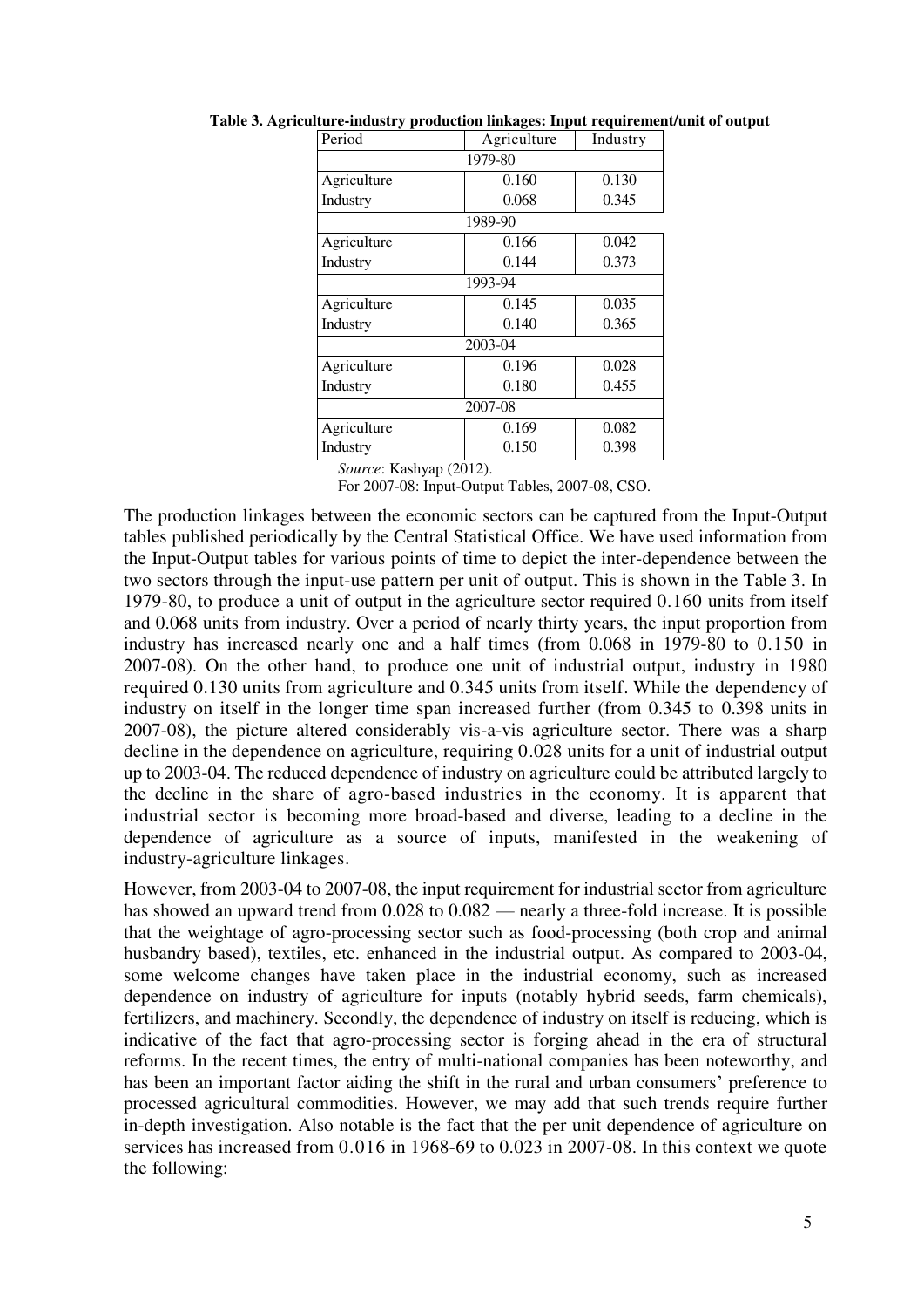**Table 3. Agriculture-industry production linkages: Input requirement/unit of output**

| Period | Agriculture | Industry |
|---|---|---|
| 1979-80 | | |
| Agriculture | 0.160 | 0.130 |
| Industry | 0.068 | 0.345 |
| 1989-90 | | |
| Agriculture | 0.166 | 0.042 |
| Industry | 0.144 | 0.373 |
| 1993-94 | | |
| Agriculture | 0.145 | 0.035 |
| Industry | 0.140 | 0.365 |
| 2003-04 | | |
| Agriculture | 0.196 | 0.028 |
| Industry | 0.180 | 0.455 |
| 2007-08 | | |
| Agriculture | 0.169 | 0.082 |
| Industry | 0.150 | 0.398 |

*Source*: Kashyap (2012).
For 2007-08: Input-Output Tables, 2007-08, CSO.

The production linkages between the economic sectors can be captured from the Input-Output tables published periodically by the Central Statistical Office. We have used information from the Input-Output tables for various points of time to depict the inter-dependence between the two sectors through the input-use pattern per unit of output. This is shown in the Table 3. In 1979-80, to produce a unit of output in the agriculture sector required 0.160 units from itself and 0.068 units from industry. Over a period of nearly thirty years, the input proportion from industry has increased nearly one and a half times (from 0.068 in 1979-80 to 0.150 in 2007-08). On the other hand, to produce one unit of industrial output, industry in 1980 required 0.130 units from agriculture and 0.345 units from itself. While the dependency of industry on itself in the longer time span increased further (from 0.345 to 0.398 units in 2007-08), the picture altered considerably vis-a-vis agriculture sector. There was a sharp decline in the dependence on agriculture, requiring 0.028 units for a unit of industrial output up to 2003-04. The reduced dependence of industry on agriculture could be attributed largely to the decline in the share of agro-based industries in the economy. It is apparent that industrial sector is becoming more broad-based and diverse, leading to a decline in the dependence of agriculture as a source of inputs, manifested in the weakening of industry-agriculture linkages.

However, from 2003-04 to 2007-08, the input requirement for industrial sector from agriculture has showed an upward trend from 0.028 to 0.082 — nearly a three-fold increase. It is possible that the weightage of agro-processing sector such as food-processing (both crop and animal husbandry based), textiles, etc. enhanced in the industrial output. As compared to 2003-04, some welcome changes have taken place in the industrial economy, such as increased dependence on industry of agriculture for inputs (notably hybrid seeds, farm chemicals), fertilizers, and machinery. Secondly, the dependence of industry on itself is reducing, which is indicative of the fact that agro-processing sector is forging ahead in the era of structural reforms. In the recent times, the entry of multi-national companies has been noteworthy, and has been an important factor aiding the shift in the rural and urban consumers' preference to processed agricultural commodities. However, we may add that such trends require further in-depth investigation. Also notable is the fact that the per unit dependence of agriculture on services has increased from 0.016 in 1968-69 to 0.023 in 2007-08. In this context we quote the following: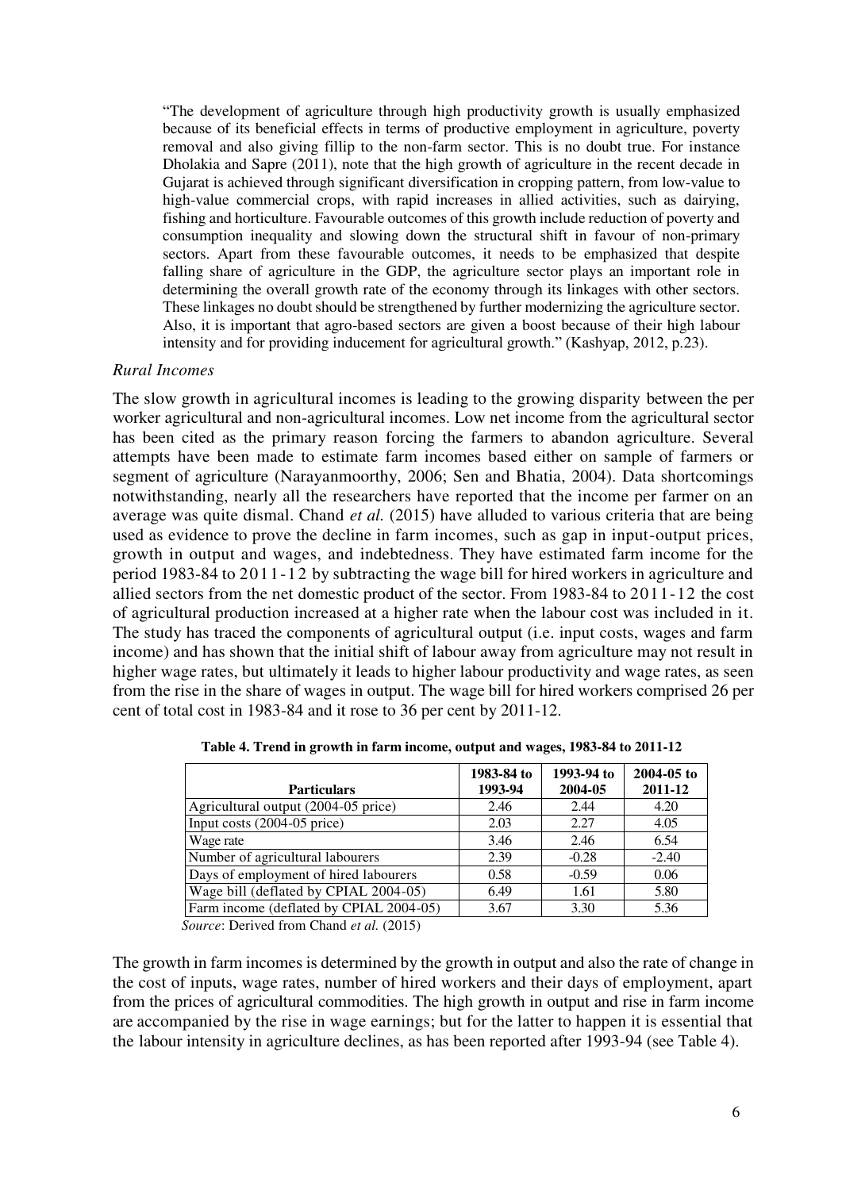> "The development of agriculture through high productivity growth is usually emphasized because of its beneficial effects in terms of productive employment in agriculture, poverty removal and also giving fillip to the non-farm sector. This is no doubt true. For instance Dholakia and Sapre (2011), note that the high growth of agriculture in the recent decade in Gujarat is achieved through significant diversification in cropping pattern, from low-value to high-value commercial crops, with rapid increases in allied activities, such as dairying, fishing and horticulture. Favourable outcomes of this growth include reduction of poverty and consumption inequality and slowing down the structural shift in favour of non-primary sectors. Apart from these favourable outcomes, it needs to be emphasized that despite falling share of agriculture in the GDP, the agriculture sector plays an important role in determining the overall growth rate of the economy through its linkages with other sectors. These linkages no doubt should be strengthened by further modernizing the agriculture sector. Also, it is important that agro-based sectors are given a boost because of their high labour intensity and for providing inducement for agricultural growth." (Kashyap, 2012, p.23).

*Rural Incomes*

The slow growth in agricultural incomes is leading to the growing disparity between the per worker agricultural and non-agricultural incomes. Low net income from the agricultural sector has been cited as the primary reason forcing the farmers to abandon agriculture. Several attempts have been made to estimate farm incomes based either on sample of farmers or segment of agriculture (Narayanmoorthy, 2006; Sen and Bhatia, 2004). Data shortcomings notwithstanding, nearly all the researchers have reported that the income per farmer on an average was quite dismal. Chand *et al.* (2015) have alluded to various criteria that are being used as evidence to prove the decline in farm incomes, such as gap in input-output prices, growth in output and wages, and indebtedness. They have estimated farm income for the period 1983-84 to 2011-12 by subtracting the wage bill for hired workers in agriculture and allied sectors from the net domestic product of the sector. From 1983-84 to 2011-12 the cost of agricultural production increased at a higher rate when the labour cost was included in it. The study has traced the components of agricultural output (i.e. input costs, wages and farm income) and has shown that the initial shift of labour away from agriculture may not result in higher wage rates, but ultimately it leads to higher labour productivity and wage rates, as seen from the rise in the share of wages in output. The wage bill for hired workers comprised 26 per cent of total cost in 1983-84 and it rose to 36 per cent by 2011-12.

**Table 4. Trend in growth in farm income, output and wages, 1983-84 to 2011-12**

| Particulars | 1983-84 to 1993-94 | 1993-94 to 2004-05 | 2004-05 to 2011-12 |
|---|---|---|---|
| Agricultural output (2004-05 price) | 2.46 | 2.44 | 4.20 |
| Input costs (2004-05 price) | 2.03 | 2.27 | 4.05 |
| Wage rate | 3.46 | 2.46 | 6.54 |
| Number of agricultural labourers | 2.39 | -0.28 | -2.40 |
| Days of employment of hired labourers | 0.58 | -0.59 | 0.06 |
| Wage bill (deflated by CPIAL 2004-05) | 6.49 | 1.61 | 5.80 |
| Farm income (deflated by CPIAL 2004-05) | 3.67 | 3.30 | 5.36 |

*Source*: Derived from Chand *et al.* (2015)

The growth in farm incomes is determined by the growth in output and also the rate of change in the cost of inputs, wage rates, number of hired workers and their days of employment, apart from the prices of agricultural commodities. The high growth in output and rise in farm income are accompanied by the rise in wage earnings; but for the latter to happen it is essential that the labour intensity in agriculture declines, as has been reported after 1993-94 (see Table 4).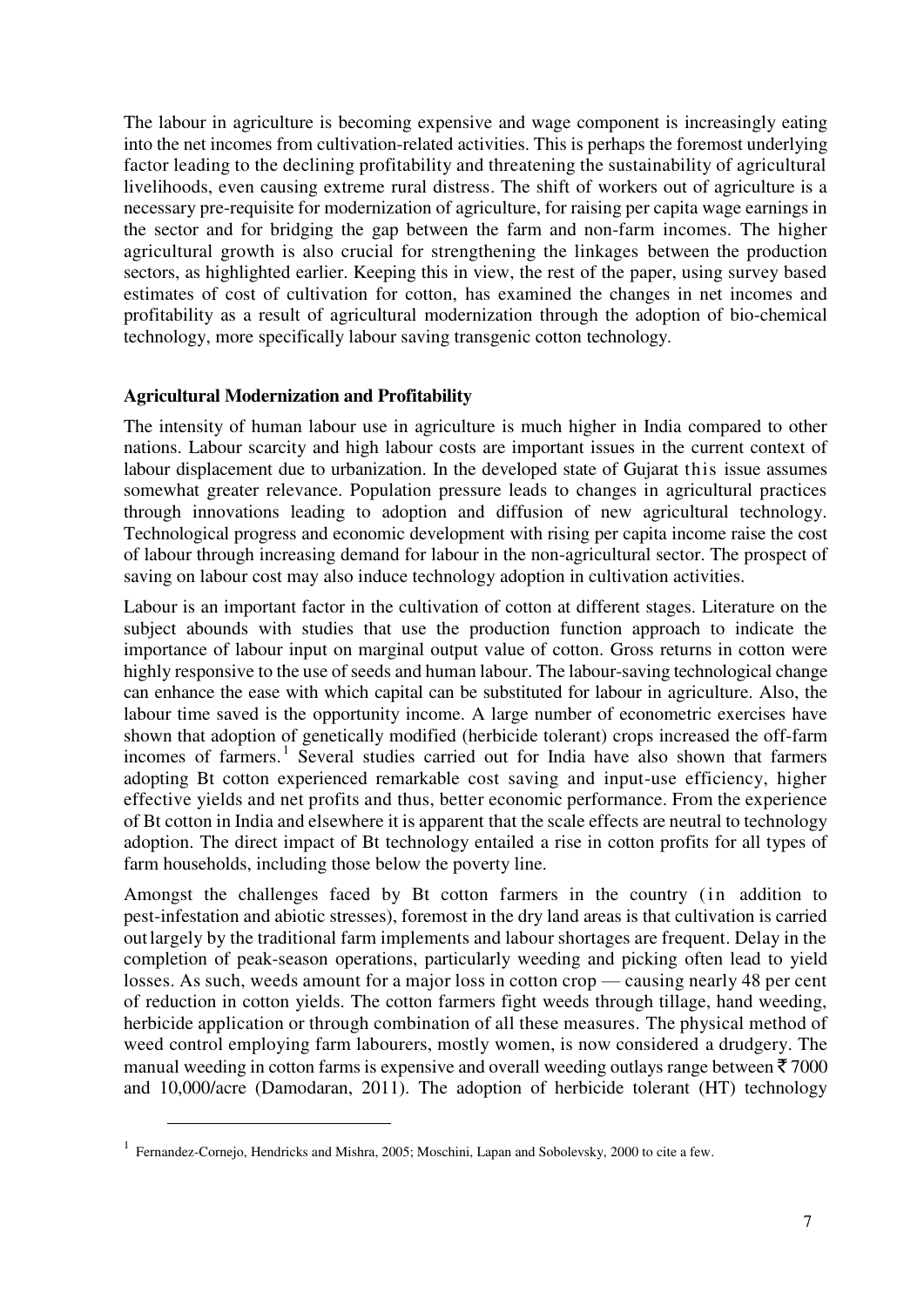The labour in agriculture is becoming expensive and wage component is increasingly eating into the net incomes from cultivation-related activities. This is perhaps the foremost underlying factor leading to the declining profitability and threatening the sustainability of agricultural livelihoods, even causing extreme rural distress. The shift of workers out of agriculture is a necessary pre-requisite for modernization of agriculture, for raising per capita wage earnings in the sector and for bridging the gap between the farm and non-farm incomes. The higher agricultural growth is also crucial for strengthening the linkages between the production sectors, as highlighted earlier. Keeping this in view, the rest of the paper, using survey based estimates of cost of cultivation for cotton, has examined the changes in net incomes and profitability as a result of agricultural modernization through the adoption of bio-chemical technology, more specifically labour saving transgenic cotton technology.

**Agricultural Modernization and Profitability**

The intensity of human labour use in agriculture is much higher in India compared to other nations. Labour scarcity and high labour costs are important issues in the current context of labour displacement due to urbanization. In the developed state of Gujarat this issue assumes somewhat greater relevance. Population pressure leads to changes in agricultural practices through innovations leading to adoption and diffusion of new agricultural technology. Technological progress and economic development with rising per capita income raise the cost of labour through increasing demand for labour in the non-agricultural sector. The prospect of saving on labour cost may also induce technology adoption in cultivation activities.

Labour is an important factor in the cultivation of cotton at different stages. Literature on the subject abounds with studies that use the production function approach to indicate the importance of labour input on marginal output value of cotton. Gross returns in cotton were highly responsive to the use of seeds and human labour. The labour-saving technological change can enhance the ease with which capital can be substituted for labour in agriculture. Also, the labour time saved is the opportunity income. A large number of econometric exercises have shown that adoption of genetically modified (herbicide tolerant) crops increased the off-farm incomes of farmers.[1] Several studies carried out for India have also shown that farmers adopting Bt cotton experienced remarkable cost saving and input-use efficiency, higher effective yields and net profits and thus, better economic performance. From the experience of Bt cotton in India and elsewhere it is apparent that the scale effects are neutral to technology adoption. The direct impact of Bt technology entailed a rise in cotton profits for all types of farm households, including those below the poverty line.

Amongst the challenges faced by Bt cotton farmers in the country (in addition to pest-infestation and abiotic stresses), foremost in the dry land areas is that cultivation is carried out largely by the traditional farm implements and labour shortages are frequent. Delay in the completion of peak-season operations, particularly weeding and picking often lead to yield losses. As such, weeds amount for a major loss in cotton crop — causing nearly 48 per cent of reduction in cotton yields. The cotton farmers fight weeds through tillage, hand weeding, herbicide application or through combination of all these measures. The physical method of weed control employing farm labourers, mostly women, is now considered a drudgery. The manual weeding in cotton farms is expensive and overall weeding outlays range between ₹ 7000 and 10,000/acre (Damodaran, 2011). The adoption of herbicide tolerant (HT) technology

---

[1] Fernandez-Cornejo, Hendricks and Mishra, 2005; Moschini, Lapan and Sobolevsky, 2000 to cite a few.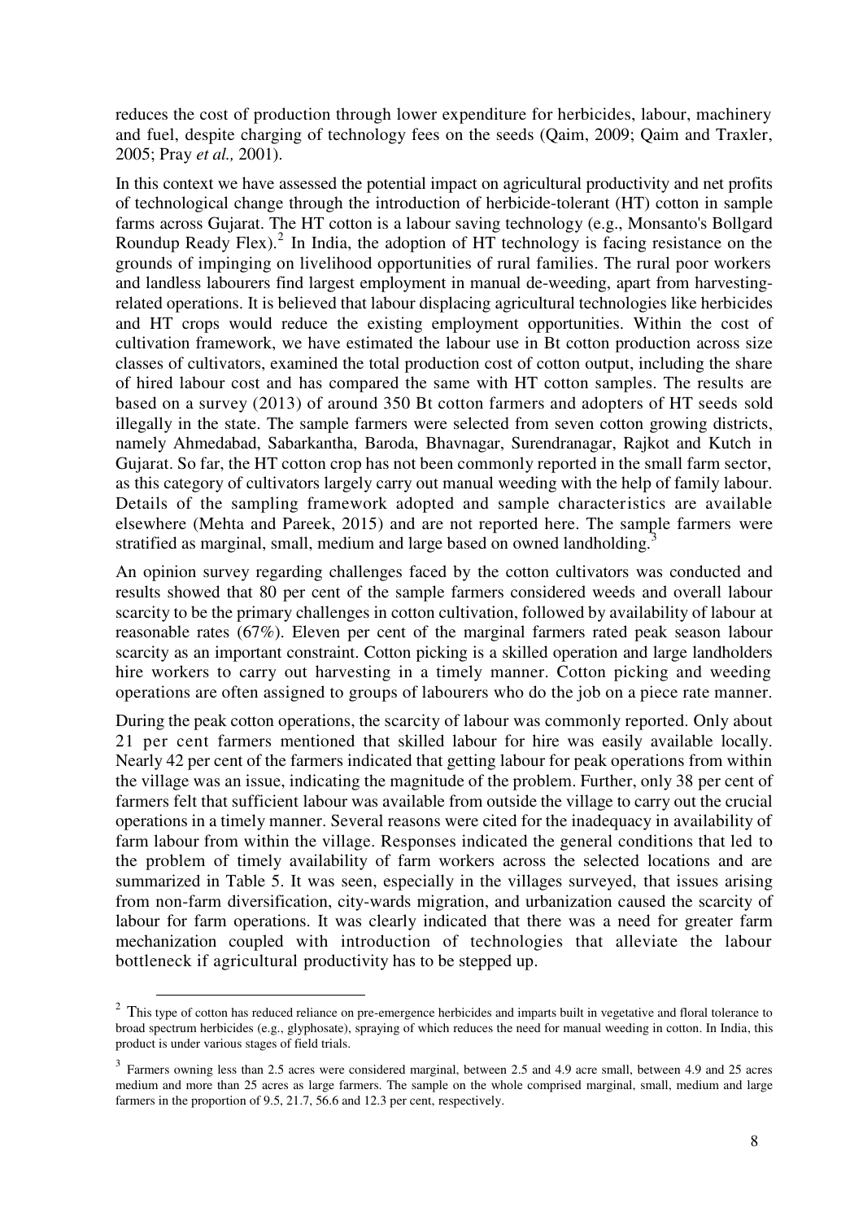reduces the cost of production through lower expenditure for herbicides, labour, machinery and fuel, despite charging of technology fees on the seeds (Qaim, 2009; Qaim and Traxler, 2005; Pray *et al.,* 2001).

In this context we have assessed the potential impact on agricultural productivity and net profits of technological change through the introduction of herbicide-tolerant (HT) cotton in sample farms across Gujarat. The HT cotton is a labour saving technology (e.g., Monsanto's Bollgard Roundup Ready Flex).[2] In India, the adoption of HT technology is facing resistance on the grounds of impinging on livelihood opportunities of rural families. The rural poor workers and landless labourers find largest employment in manual de-weeding, apart from harvesting-related operations. It is believed that labour displacing agricultural technologies like herbicides and HT crops would reduce the existing employment opportunities. Within the cost of cultivation framework, we have estimated the labour use in Bt cotton production across size classes of cultivators, examined the total production cost of cotton output, including the share of hired labour cost and has compared the same with HT cotton samples. The results are based on a survey (2013) of around 350 Bt cotton farmers and adopters of HT seeds sold illegally in the state. The sample farmers were selected from seven cotton growing districts, namely Ahmedabad, Sabarkantha, Baroda, Bhavnagar, Surendranagar, Rajkot and Kutch in Gujarat. So far, the HT cotton crop has not been commonly reported in the small farm sector, as this category of cultivators largely carry out manual weeding with the help of family labour. Details of the sampling framework adopted and sample characteristics are available elsewhere (Mehta and Pareek, 2015) and are not reported here. The sample farmers were stratified as marginal, small, medium and large based on owned landholding.[3]

An opinion survey regarding challenges faced by the cotton cultivators was conducted and results showed that 80 per cent of the sample farmers considered weeds and overall labour scarcity to be the primary challenges in cotton cultivation, followed by availability of labour at reasonable rates (67%). Eleven per cent of the marginal farmers rated peak season labour scarcity as an important constraint. Cotton picking is a skilled operation and large landholders hire workers to carry out harvesting in a timely manner. Cotton picking and weeding operations are often assigned to groups of labourers who do the job on a piece rate manner.

During the peak cotton operations, the scarcity of labour was commonly reported. Only about 21 per cent farmers mentioned that skilled labour for hire was easily available locally. Nearly 42 per cent of the farmers indicated that getting labour for peak operations from within the village was an issue, indicating the magnitude of the problem. Further, only 38 per cent of farmers felt that sufficient labour was available from outside the village to carry out the crucial operations in a timely manner. Several reasons were cited for the inadequacy in availability of farm labour from within the village. Responses indicated the general conditions that led to the problem of timely availability of farm workers across the selected locations and are summarized in Table 5. It was seen, especially in the villages surveyed, that issues arising from non-farm diversification, city-wards migration, and urbanization caused the scarcity of labour for farm operations. It was clearly indicated that there was a need for greater farm mechanization coupled with introduction of technologies that alleviate the labour bottleneck if agricultural productivity has to be stepped up.

---

[2] This type of cotton has reduced reliance on pre-emergence herbicides and imparts built in vegetative and floral tolerance to broad spectrum herbicides (e.g., glyphosate), spraying of which reduces the need for manual weeding in cotton. In India, this product is under various stages of field trials.

[3] Farmers owning less than 2.5 acres were considered marginal, between 2.5 and 4.9 acre small, between 4.9 and 25 acres medium and more than 25 acres as large farmers. The sample on the whole comprised marginal, small, medium and large farmers in the proportion of 9.5, 21.7, 56.6 and 12.3 per cent, respectively.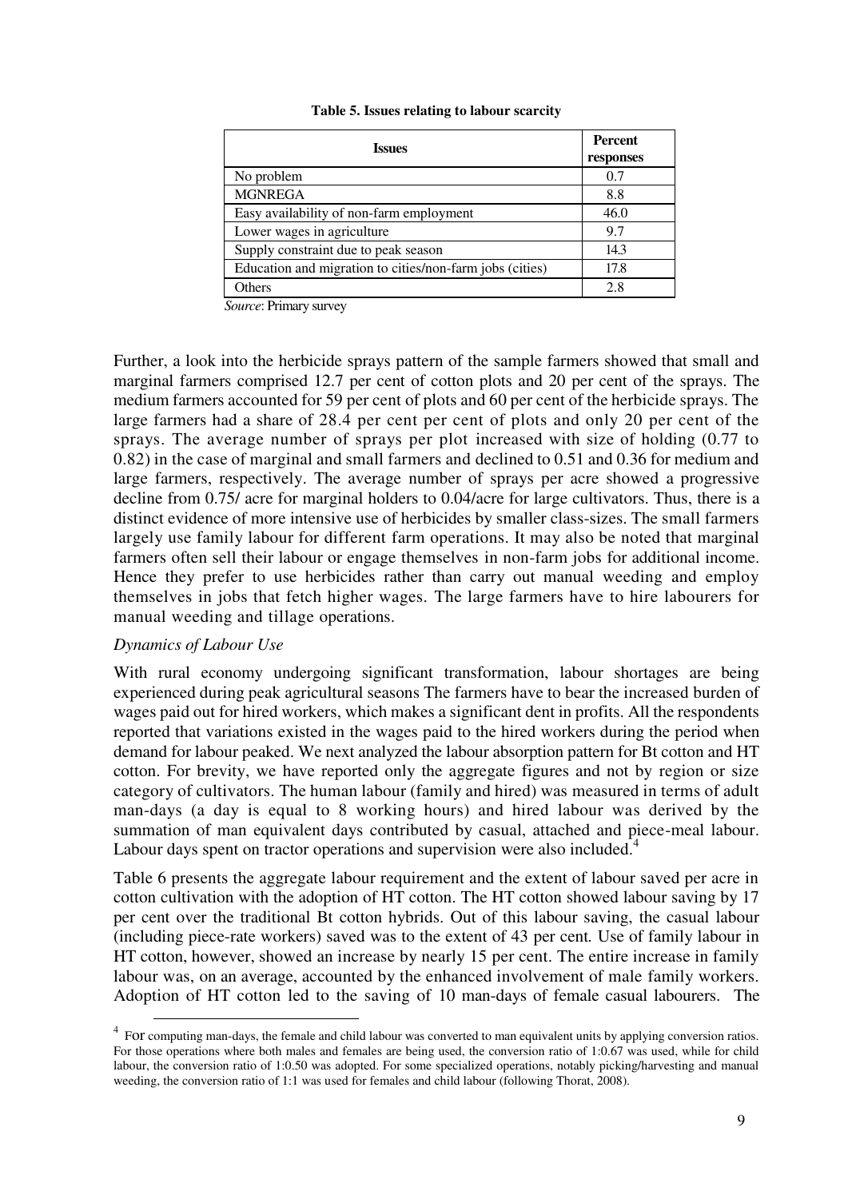**Table 5. Issues relating to labour scarcity**

| Issues | Percent responses |
|---|---|
| No problem | 0.7 |
| MGNREGA | 8.8 |
| Easy availability of non-farm employment | 46.0 |
| Lower wages in agriculture | 9.7 |
| Supply constraint due to peak season | 14.3 |
| Education and migration to cities/non-farm jobs (cities) | 17.8 |
| Others | 2.8 |

*Source*: Primary survey

Further, a look into the herbicide sprays pattern of the sample farmers showed that small and marginal farmers comprised 12.7 per cent of cotton plots and 20 per cent of the sprays. The medium farmers accounted for 59 per cent of plots and 60 per cent of the herbicide sprays. The large farmers had a share of 28.4 per cent per cent of plots and only 20 per cent of the sprays. The average number of sprays per plot increased with size of holding (0.77 to 0.82) in the case of marginal and small farmers and declined to 0.51 and 0.36 for medium and large farmers, respectively. The average number of sprays per acre showed a progressive decline from 0.75/ acre for marginal holders to 0.04/acre for large cultivators. Thus, there is a distinct evidence of more intensive use of herbicides by smaller class-sizes. The small farmers largely use family labour for different farm operations. It may also be noted that marginal farmers often sell their labour or engage themselves in non-farm jobs for additional income. Hence they prefer to use herbicides rather than carry out manual weeding and employ themselves in jobs that fetch higher wages. The large farmers have to hire labourers for manual weeding and tillage operations.

*Dynamics of Labour Use*

With rural economy undergoing significant transformation, labour shortages are being experienced during peak agricultural seasons The farmers have to bear the increased burden of wages paid out for hired workers, which makes a significant dent in profits. All the respondents reported that variations existed in the wages paid to the hired workers during the period when demand for labour peaked. We next analyzed the labour absorption pattern for Bt cotton and HT cotton. For brevity, we have reported only the aggregate figures and not by region or size category of cultivators. The human labour (family and hired) was measured in terms of adult man-days (a day is equal to 8 working hours) and hired labour was derived by the summation of man equivalent days contributed by casual, attached and piece-meal labour. Labour days spent on tractor operations and supervision were also included.[4]

Table 6 presents the aggregate labour requirement and the extent of labour saved per acre in cotton cultivation with the adoption of HT cotton. The HT cotton showed labour saving by 17 per cent over the traditional Bt cotton hybrids. Out of this labour saving, the casual labour (including piece-rate workers) saved was to the extent of 43 per cent. Use of family labour in HT cotton, however, showed an increase by nearly 15 per cent. The entire increase in family labour was, on an average, accounted by the enhanced involvement of male family workers. Adoption of HT cotton led to the saving of 10 man-days of female casual labourers. The

[4] For computing man-days, the female and child labour was converted to man equivalent units by applying conversion ratios. For those operations where both males and females are being used, the conversion ratio of 1:0.67 was used, while for child labour, the conversion ratio of 1:0.50 was adopted. For some specialized operations, notably picking/harvesting and manual weeding, the conversion ratio of 1:1 was used for females and child labour (following Thorat, 2008).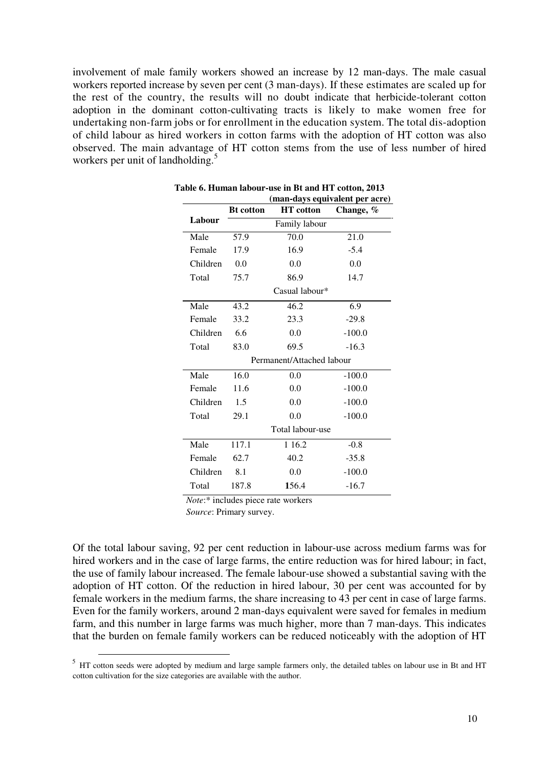involvement of male family workers showed an increase by 12 man-days. The male casual workers reported increase by seven per cent (3 man-days). If these estimates are scaled up for the rest of the country, the results will no doubt indicate that herbicide-tolerant cotton adoption in the dominant cotton-cultivating tracts is likely to make women free for undertaking non-farm jobs or for enrollment in the education system. The total dis-adoption of child labour as hired workers in cotton farms with the adoption of HT cotton was also observed. The main advantage of HT cotton stems from the use of less number of hired workers per unit of landholding.[5]

**Table 6. Human labour-use in Bt and HT cotton, 2013**
**(man-days equivalent per acre)**

| Labour | Bt cotton | HT cotton | Change, % |
|---|---|---|---|
| | Family labour | | |
| Male | 57.9 | 70.0 | 21.0 |
| Female | 17.9 | 16.9 | -5.4 |
| Children | 0.0 | 0.0 | 0.0 |
| Total | 75.7 | 86.9 | 14.7 |
| | Casual labour* | | |
| Male | 43.2 | 46.2 | 6.9 |
| Female | 33.2 | 23.3 | -29.8 |
| Children | 6.6 | 0.0 | -100.0 |
| Total | 83.0 | 69.5 | -16.3 |
| | Permanent/Attached labour | | |
| Male | 16.0 | 0.0 | -100.0 |
| Female | 11.6 | 0.0 | -100.0 |
| Children | 1.5 | 0.0 | -100.0 |
| Total | 29.1 | 0.0 | -100.0 |
| | Total labour-use | | |
| Male | 117.1 | 1 16.2 | -0.8 |
| Female | 62.7 | 40.2 | -35.8 |
| Children | 8.1 | 0.0 | -100.0 |
| Total | 187.8 | 156.4 | -16.7 |

*Note*:* includes piece rate workers
*Source*: Primary survey.

Of the total labour saving, 92 per cent reduction in labour-use across medium farms was for hired workers and in the case of large farms, the entire reduction was for hired labour; in fact, the use of family labour increased. The female labour-use showed a substantial saving with the adoption of HT cotton. Of the reduction in hired labour, 30 per cent was accounted for by female workers in the medium farms, the share increasing to 43 per cent in case of large farms. Even for the family workers, around 2 man-days equivalent were saved for females in medium farm, and this number in large farms was much higher, more than 7 man-days. This indicates that the burden on female family workers can be reduced noticeably with the adoption of HT

[5] HT cotton seeds were adopted by medium and large sample farmers only, the detailed tables on labour use in Bt and HT cotton cultivation for the size categories are available with the author.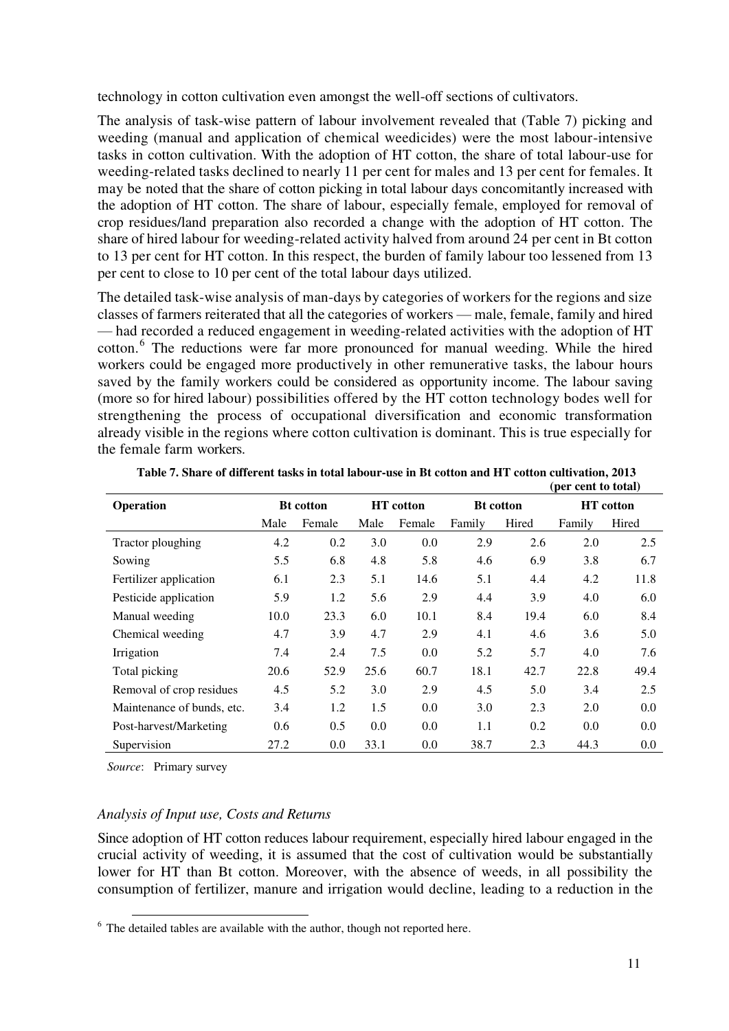technology in cotton cultivation even amongst the well-off sections of cultivators.

The analysis of task-wise pattern of labour involvement revealed that (Table 7) picking and weeding (manual and application of chemical weedicides) were the most labour-intensive tasks in cotton cultivation. With the adoption of HT cotton, the share of total labour-use for weeding-related tasks declined to nearly 11 per cent for males and 13 per cent for females. It may be noted that the share of cotton picking in total labour days concomitantly increased with the adoption of HT cotton. The share of labour, especially female, employed for removal of crop residues/land preparation also recorded a change with the adoption of HT cotton. The share of hired labour for weeding-related activity halved from around 24 per cent in Bt cotton to 13 per cent for HT cotton. In this respect, the burden of family labour too lessened from 13 per cent to close to 10 per cent of the total labour days utilized.

The detailed task-wise analysis of man-days by categories of workers for the regions and size classes of farmers reiterated that all the categories of workers — male, female, family and hired — had recorded a reduced engagement in weeding-related activities with the adoption of HT cotton.[6] The reductions were far more pronounced for manual weeding. While the hired workers could be engaged more productively in other remunerative tasks, the labour hours saved by the family workers could be considered as opportunity income. The labour saving (more so for hired labour) possibilities offered by the HT cotton technology bodes well for strengthening the process of occupational diversification and economic transformation already visible in the regions where cotton cultivation is dominant. This is true especially for the female farm workers.

**Table 7. Share of different tasks in total labour-use in Bt cotton and HT cotton cultivation, 2013**
**(per cent to total)**

| Operation | Bt cotton | | HT cotton | | Bt cotton | | HT cotton | |
|---|---|---|---|---|---|---|---|---|
| | Male | Female | Male | Female | Family | Hired | Family | Hired |
| Tractor ploughing | 4.2 | 0.2 | 3.0 | 0.0 | 2.9 | 2.6 | 2.0 | 2.5 |
| Sowing | 5.5 | 6.8 | 4.8 | 5.8 | 4.6 | 6.9 | 3.8 | 6.7 |
| Fertilizer application | 6.1 | 2.3 | 5.1 | 14.6 | 5.1 | 4.4 | 4.2 | 11.8 |
| Pesticide application | 5.9 | 1.2 | 5.6 | 2.9 | 4.4 | 3.9 | 4.0 | 6.0 |
| Manual weeding | 10.0 | 23.3 | 6.0 | 10.1 | 8.4 | 19.4 | 6.0 | 8.4 |
| Chemical weeding | 4.7 | 3.9 | 4.7 | 2.9 | 4.1 | 4.6 | 3.6 | 5.0 |
| Irrigation | 7.4 | 2.4 | 7.5 | 0.0 | 5.2 | 5.7 | 4.0 | 7.6 |
| Total picking | 20.6 | 52.9 | 25.6 | 60.7 | 18.1 | 42.7 | 22.8 | 49.4 |
| Removal of crop residues | 4.5 | 5.2 | 3.0 | 2.9 | 4.5 | 5.0 | 3.4 | 2.5 |
| Maintenance of bunds, etc. | 3.4 | 1.2 | 1.5 | 0.0 | 3.0 | 2.3 | 2.0 | 0.0 |
| Post-harvest/Marketing | 0.6 | 0.5 | 0.0 | 0.0 | 1.1 | 0.2 | 0.0 | 0.0 |
| Supervision | 27.2 | 0.0 | 33.1 | 0.0 | 38.7 | 2.3 | 44.3 | 0.0 |

*Source*: Primary survey

*Analysis of Input use, Costs and Returns*

Since adoption of HT cotton reduces labour requirement, especially hired labour engaged in the crucial activity of weeding, it is assumed that the cost of cultivation would be substantially lower for HT than Bt cotton. Moreover, with the absence of weeds, in all possibility the consumption of fertilizer, manure and irrigation would decline, leading to a reduction in the

[6] The detailed tables are available with the author, though not reported here.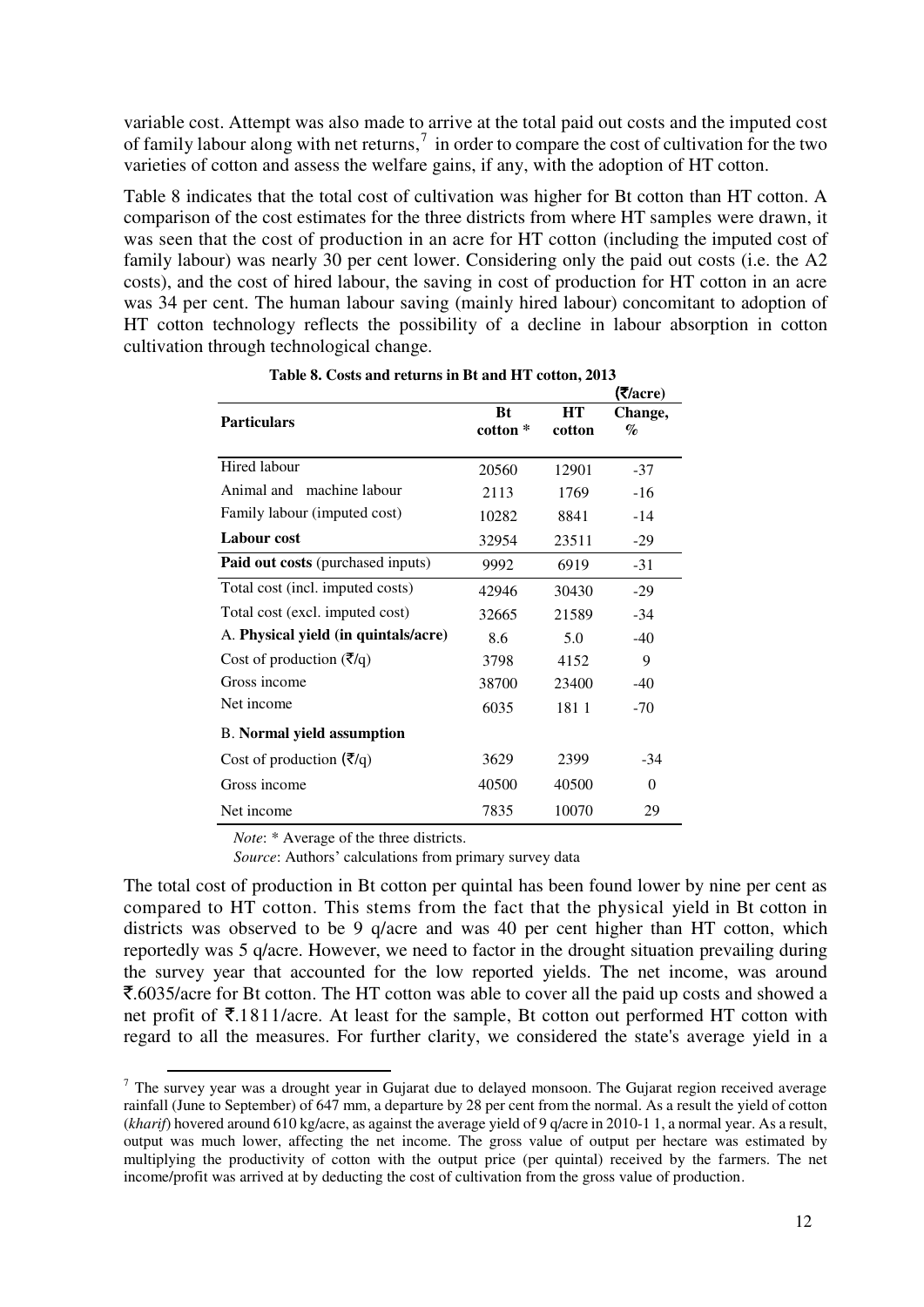variable cost. Attempt was also made to arrive at the total paid out costs and the imputed cost of family labour along with net returns,[7] in order to compare the cost of cultivation for the two varieties of cotton and assess the welfare gains, if any, with the adoption of HT cotton.

Table 8 indicates that the total cost of cultivation was higher for Bt cotton than HT cotton. A comparison of the cost estimates for the three districts from where HT samples were drawn, it was seen that the cost of production in an acre for HT cotton (including the imputed cost of family labour) was nearly 30 per cent lower. Considering only the paid out costs (i.e. the A2 costs), and the cost of hired labour, the saving in cost of production for HT cotton in an acre was 34 per cent. The human labour saving (mainly hired labour) concomitant to adoption of HT cotton technology reflects the possibility of a decline in labour absorption in cotton cultivation through technological change.

**Table 8. Costs and returns in Bt and HT cotton, 2013**

(₹/acre)

| Particulars | Bt cotton * | HT cotton | Change, % |
|---|---|---|---|
| Hired labour | 20560 | 12901 | -37 |
| Animal and machine labour | 2113 | 1769 | -16 |
| Family labour (imputed cost) | 10282 | 8841 | -14 |
| **Labour cost** | 32954 | 23511 | -29 |
| **Paid out costs** (purchased inputs) | 9992 | 6919 | -31 |
| Total cost (incl. imputed costs) | 42946 | 30430 | -29 |
| Total cost (excl. imputed cost) | 32665 | 21589 | -34 |
| A. **Physical yield (in quintals/acre)** | 8.6 | 5.0 | -40 |
| Cost of production (₹/q) | 3798 | 4152 | 9 |
| Gross income | 38700 | 23400 | -40 |
| Net income | 6035 | 181 1 | -70 |
| B. **Normal yield assumption** | | | |
| Cost of production (₹/q) | 3629 | 2399 | -34 |
| Gross income | 40500 | 40500 | 0 |
| Net income | 7835 | 10070 | 29 |

*Note*: * Average of the three districts.

*Source*: Authors' calculations from primary survey data

The total cost of production in Bt cotton per quintal has been found lower by nine per cent as compared to HT cotton. This stems from the fact that the physical yield in Bt cotton in districts was observed to be 9 q/acre and was 40 per cent higher than HT cotton, which reportedly was 5 q/acre. However, we need to factor in the drought situation prevailing during the survey year that accounted for the low reported yields. The net income, was around ₹.6035/acre for Bt cotton. The HT cotton was able to cover all the paid up costs and showed a net profit of ₹.1811/acre. At least for the sample, Bt cotton out performed HT cotton with regard to all the measures. For further clarity, we considered the state's average yield in a

[7] The survey year was a drought year in Gujarat due to delayed monsoon. The Gujarat region received average rainfall (June to September) of 647 mm, a departure by 28 per cent from the normal. As a result the yield of cotton (*kharif*) hovered around 610 kg/acre, as against the average yield of 9 q/acre in 2010-1 1, a normal year. As a result, output was much lower, affecting the net income. The gross value of output per hectare was estimated by multiplying the productivity of cotton with the output price (per quintal) received by the farmers. The net income/profit was arrived at by deducting the cost of cultivation from the gross value of production.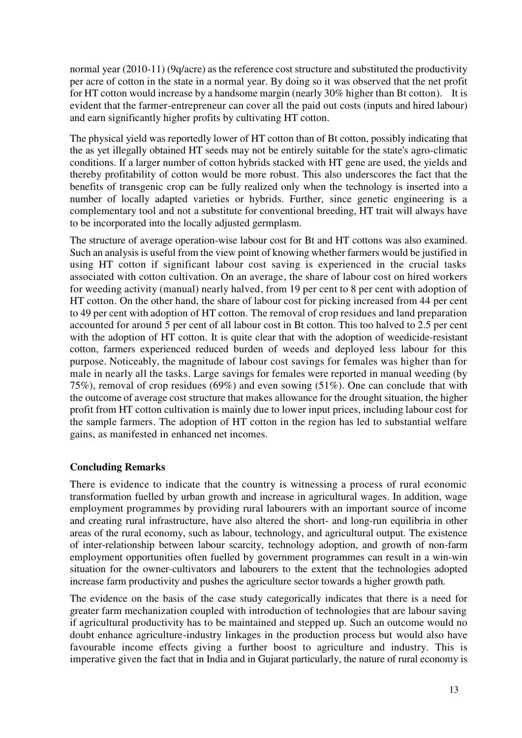normal year (2010-11) (9q/acre) as the reference cost structure and substituted the productivity per acre of cotton in the state in a normal year. By doing so it was observed that the net profit for HT cotton would increase by a handsome margin (nearly 30% higher than Bt cotton). It is evident that the farmer-entrepreneur can cover all the paid out costs (inputs and hired labour) and earn significantly higher profits by cultivating HT cotton.

The physical yield was reportedly lower of HT cotton than of Bt cotton, possibly indicating that the as yet illegally obtained HT seeds may not be entirely suitable for the state's agro-climatic conditions. If a larger number of cotton hybrids stacked with HT gene are used, the yields and thereby profitability of cotton would be more robust. This also underscores the fact that the benefits of transgenic crop can be fully realized only when the technology is inserted into a number of locally adapted varieties or hybrids. Further, since genetic engineering is a complementary tool and not a substitute for conventional breeding, HT trait will always have to be incorporated into the locally adjusted germplasm.

The structure of average operation-wise labour cost for Bt and HT cottons was also examined. Such an analysis is useful from the view point of knowing whether farmers would be justified in using HT cotton if significant labour cost saving is experienced in the crucial tasks associated with cotton cultivation. On an average, the share of labour cost on hired workers for weeding activity (manual) nearly halved, from 19 per cent to 8 per cent with adoption of HT cotton. On the other hand, the share of labour cost for picking increased from 44 per cent to 49 per cent with adoption of HT cotton. The removal of crop residues and land preparation accounted for around 5 per cent of all labour cost in Bt cotton. This too halved to 2.5 per cent with the adoption of HT cotton. It is quite clear that with the adoption of weedicide-resistant cotton, farmers experienced reduced burden of weeds and deployed less labour for this purpose. Noticeably, the magnitude of labour cost savings for females was higher than for male in nearly all the tasks. Large savings for females were reported in manual weeding (by 75%), removal of crop residues (69%) and even sowing (51%). One can conclude that with the outcome of average cost structure that makes allowance for the drought situation, the higher profit from HT cotton cultivation is mainly due to lower input prices, including labour cost for the sample farmers. The adoption of HT cotton in the region has led to substantial welfare gains, as manifested in enhanced net incomes.

## Concluding Remarks

There is evidence to indicate that the country is witnessing a process of rural economic transformation fuelled by urban growth and increase in agricultural wages. In addition, wage employment programmes by providing rural labourers with an important source of income and creating rural infrastructure, have also altered the short- and long-run equilibria in other areas of the rural economy, such as labour, technology, and agricultural output. The existence of inter-relationship between labour scarcity, technology adoption, and growth of non-farm employment opportunities often fuelled by government programmes can result in a win-win situation for the owner-cultivators and labourers to the extent that the technologies adopted increase farm productivity and pushes the agriculture sector towards a higher growth path.

The evidence on the basis of the case study categorically indicates that there is a need for greater farm mechanization coupled with introduction of technologies that are labour saving if agricultural productivity has to be maintained and stepped up. Such an outcome would no doubt enhance agriculture-industry linkages in the production process but would also have favourable income effects giving a further boost to agriculture and industry. This is imperative given the fact that in India and in Gujarat particularly, the nature of rural economy is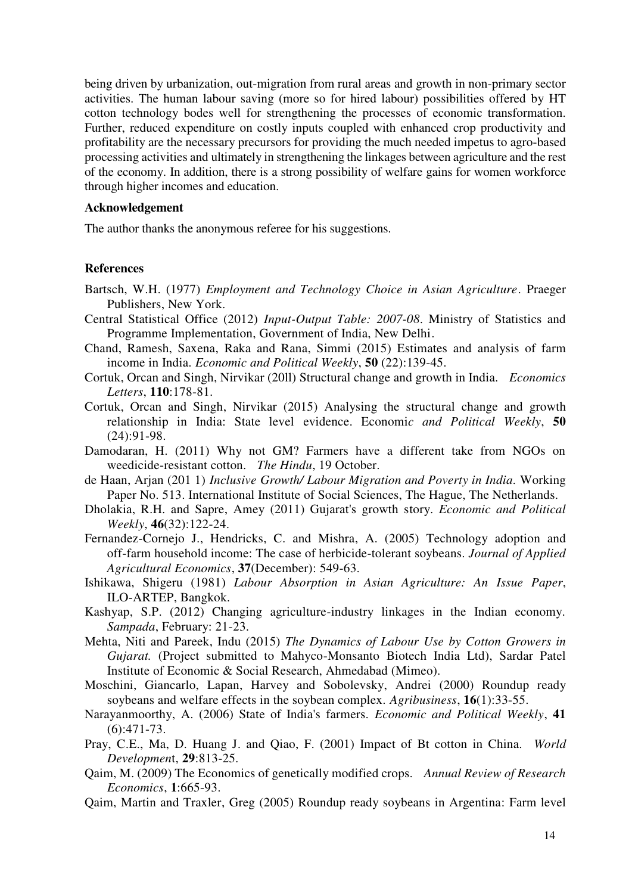being driven by urbanization, out-migration from rural areas and growth in non-primary sector activities. The human labour saving (more so for hired labour) possibilities offered by HT cotton technology bodes well for strengthening the processes of economic transformation. Further, reduced expenditure on costly inputs coupled with enhanced crop productivity and profitability are the necessary precursors for providing the much needed impetus to agro-based processing activities and ultimately in strengthening the linkages between agriculture and the rest of the economy. In addition, there is a strong possibility of welfare gains for women workforce through higher incomes and education.

### Acknowledgement

The author thanks the anonymous referee for his suggestions.

### References

Bartsch, W.H. (1977) *Employment and Technology Choice in Asian Agriculture*. Praeger Publishers, New York.

Central Statistical Office (2012) *Input-Output Table: 2007-08*. Ministry of Statistics and Programme Implementation, Government of India, New Delhi.

Chand, Ramesh, Saxena, Raka and Rana, Simmi (2015) Estimates and analysis of farm income in India. *Economic and Political Weekly*, **50** (22):139-45.

Cortuk, Orcan and Singh, Nirvikar (20ll) Structural change and growth in India. *Economics Letters*, **110**:178-81.

Cortuk, Orcan and Singh, Nirvikar (2015) Analysing the structural change and growth relationship in India: State level evidence. Economi*c and Political Weekly*, **50** (24):91-98.

Damodaran, H. (2011) Why not GM? Farmers have a different take from NGOs on weedicide-resistant cotton. *The Hindu*, 19 October.

de Haan, Arjan (201 1) *Inclusive Growth/ Labour Migration and Poverty in India*. Working Paper No. 513. International Institute of Social Sciences, The Hague, The Netherlands.

Dholakia, R.H. and Sapre, Amey (2011) Gujarat's growth story. *Economic and Political Weekly*, **46**(32):122-24.

Fernandez-Cornejo J., Hendricks, C. and Mishra, A. (2005) Technology adoption and off-farm household income: The case of herbicide-tolerant soybeans. *Journal of Applied Agricultural Economics*, **37**(December): 549-63.

Ishikawa, Shigeru (1981) *Labour Absorption in Asian Agriculture: An Issue Paper*, ILO-ARTEP, Bangkok.

Kashyap, S.P. (2012) Changing agriculture-industry linkages in the Indian economy. *Sampada*, February: 21-23.

Mehta, Niti and Pareek, Indu (2015) *The Dynamics of Labour Use by Cotton Growers in Gujarat.* (Project submitted to Mahyco-Monsanto Biotech India Ltd), Sardar Patel Institute of Economic & Social Research, Ahmedabad (Mimeo).

Moschini, Giancarlo, Lapan, Harvey and Sobolevsky, Andrei (2000) Roundup ready soybeans and welfare effects in the soybean complex. *Agribusiness*, **16**(1):33-55.

Narayanmoorthy, A. (2006) State of India's farmers. *Economic and Political Weekly*, **41** (6):471-73.

Pray, C.E., Ma, D. Huang J. and Qiao, F. (2001) Impact of Bt cotton in China. *World Developmen*t, **29**:813-25.

Qaim, M. (2009) The Economics of genetically modified crops. *Annual Review of Research Economics*, **1**:665-93.

Qaim, Martin and Traxler, Greg (2005) Roundup ready soybeans in Argentina: Farm level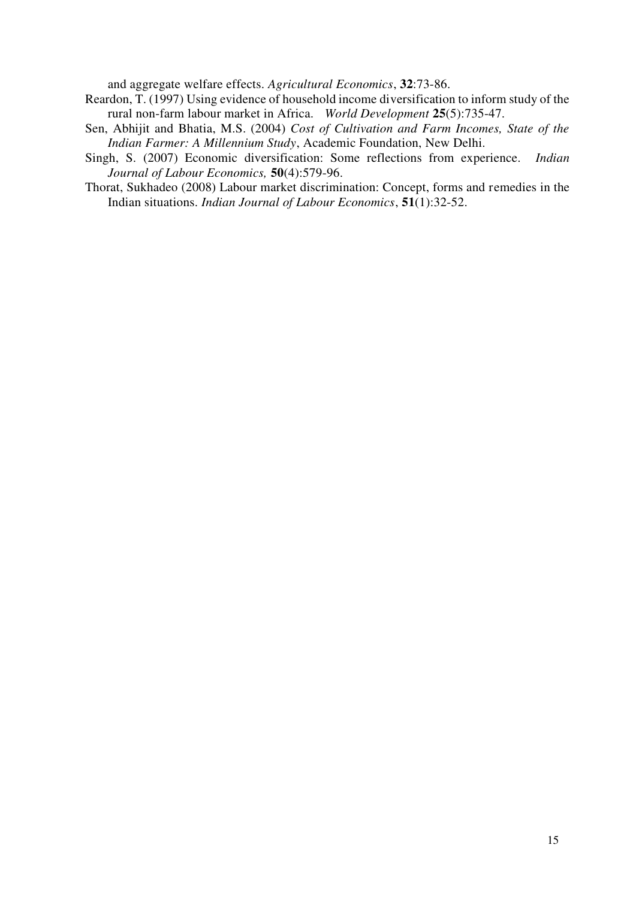and aggregate welfare effects. *Agricultural Economics*, **32**:73-86.

Reardon, T. (1997) Using evidence of household income diversification to inform study of the rural non-farm labour market in Africa. *World Development* **25**(5):735-47.

Sen, Abhijit and Bhatia, M.S. (2004) *Cost of Cultivation and Farm Incomes, State of the Indian Farmer: A Millennium Study*, Academic Foundation, New Delhi.

Singh, S. (2007) Economic diversification: Some reflections from experience. *Indian Journal of Labour Economics,* **50**(4):579-96.

Thorat, Sukhadeo (2008) Labour market discrimination: Concept, forms and remedies in the Indian situations. *Indian Journal of Labour Economics*, **51**(1):32-52.